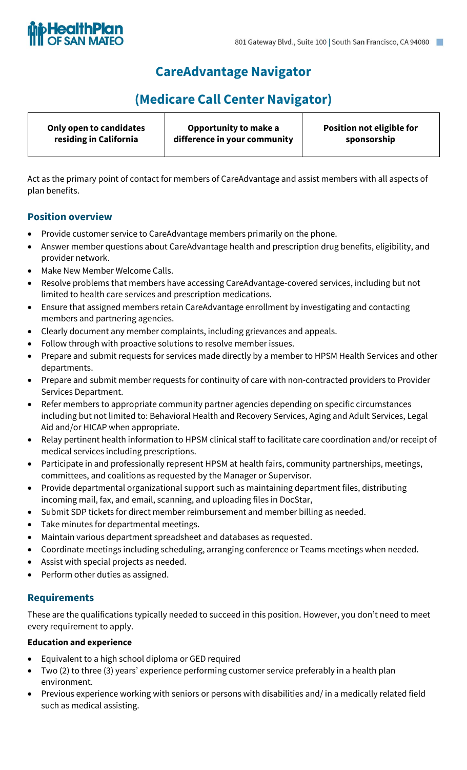HealthPlan OF SAN MATEO

801 Gateway Blvd., Suite 100 | South San Francisco, CA 94080

# CareAdvantage Navigator

# (Medicare Call Center Navigator)

| **Only open to candidates residing in California** | **Opportunity to make a difference in your community** | **Position not eligible for sponsorship** |
|---|---|---|

Act as the primary point of contact for members of CareAdvantage and assist members with all aspects of plan benefits.

## Position overview

- Provide customer service to CareAdvantage members primarily on the phone.
- Answer member questions about CareAdvantage health and prescription drug benefits, eligibility, and provider network.
- Make New Member Welcome Calls.
- Resolve problems that members have accessing CareAdvantage-covered services, including but not limited to health care services and prescription medications.
- Ensure that assigned members retain CareAdvantage enrollment by investigating and contacting members and partnering agencies.
- Clearly document any member complaints, including grievances and appeals.
- Follow through with proactive solutions to resolve member issues.
- Prepare and submit requests for services made directly by a member to HPSM Health Services and other departments.
- Prepare and submit member requests for continuity of care with non-contracted providers to Provider Services Department.
- Refer members to appropriate community partner agencies depending on specific circumstances including but not limited to: Behavioral Health and Recovery Services, Aging and Adult Services, Legal Aid and/or HICAP when appropriate.
- Relay pertinent health information to HPSM clinical staff to facilitate care coordination and/or receipt of medical services including prescriptions.
- Participate in and professionally represent HPSM at health fairs, community partnerships, meetings, committees, and coalitions as requested by the Manager or Supervisor.
- Provide departmental organizational support such as maintaining department files, distributing incoming mail, fax, and email, scanning, and uploading files in DocStar,
- Submit SDP tickets for direct member reimbursement and member billing as needed.
- Take minutes for departmental meetings.
- Maintain various department spreadsheet and databases as requested.
- Coordinate meetings including scheduling, arranging conference or Teams meetings when needed.
- Assist with special projects as needed.
- Perform other duties as assigned.

## Requirements

These are the qualifications typically needed to succeed in this position. However, you don't need to meet every requirement to apply.

**Education and experience**

- Equivalent to a high school diploma or GED required
- Two (2) to three (3) years' experience performing customer service preferably in a health plan environment.
- Previous experience working with seniors or persons with disabilities and/ in a medically related field such as medical assisting.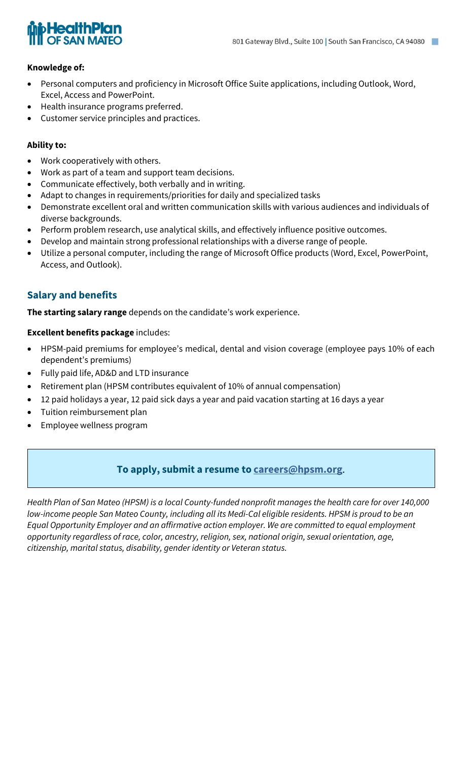**Knowledge of:**

- Personal computers and proficiency in Microsoft Office Suite applications, including Outlook, Word, Excel, Access and PowerPoint.
- Health insurance programs preferred.
- Customer service principles and practices.

**Ability to:**

- Work cooperatively with others.
- Work as part of a team and support team decisions.
- Communicate effectively, both verbally and in writing.
- Adapt to changes in requirements/priorities for daily and specialized tasks
- Demonstrate excellent oral and written communication skills with various audiences and individuals of diverse backgrounds.
- Perform problem research, use analytical skills, and effectively influence positive outcomes.
- Develop and maintain strong professional relationships with a diverse range of people.
- Utilize a personal computer, including the range of Microsoft Office products (Word, Excel, PowerPoint, Access, and Outlook).

## Salary and benefits

**The starting salary range** depends on the candidate's work experience.

**Excellent benefits package** includes:

- HPSM-paid premiums for employee's medical, dental and vision coverage (employee pays 10% of each dependent's premiums)
- Fully paid life, AD&D and LTD insurance
- Retirement plan (HPSM contributes equivalent of 10% of annual compensation)
- 12 paid holidays a year, 12 paid sick days a year and paid vacation starting at 16 days a year
- Tuition reimbursement plan
- Employee wellness program

**To apply, submit a resume to careers@hpsm.org.**

*Health Plan of San Mateo (HPSM) is a local County-funded nonprofit manages the health care for over 140,000 low-income people San Mateo County, including all its Medi-Cal eligible residents. HPSM is proud to be an Equal Opportunity Employer and an affirmative action employer. We are committed to equal employment opportunity regardless of race, color, ancestry, religion, sex, national origin, sexual orientation, age, citizenship, marital status, disability, gender identity or Veteran status.*